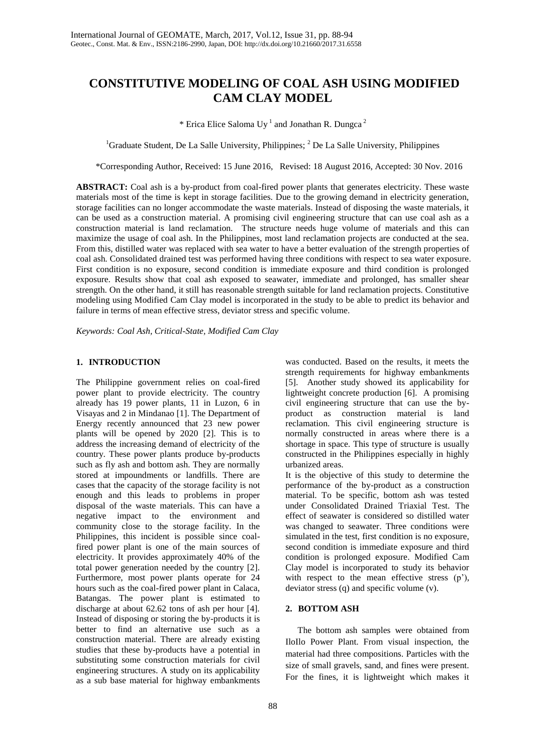# CONSTITUTIVE MODELING OF COAL ASH USING MODIFIED CAM CLAY MODEL

\* Erica Elice Saloma Uy [1] and Jonathan R. Dungca [2]

[1]Graduate Student, De La Salle University, Philippines; [2] De La Salle University, Philippines

\*Corresponding Author, Received: 15 June 2016, Revised: 18 August 2016, Accepted: 30 Nov. 2016

**ABSTRACT:** Coal ash is a by-product from coal-fired power plants that generates electricity. These waste materials most of the time is kept in storage facilities. Due to the growing demand in electricity generation, storage facilities can no longer accommodate the waste materials. Instead of disposing the waste materials, it can be used as a construction material. A promising civil engineering structure that can use coal ash as a construction material is land reclamation. The structure needs huge volume of materials and this can maximize the usage of coal ash. In the Philippines, most land reclamation projects are conducted at the sea. From this, distilled water was replaced with sea water to have a better evaluation of the strength properties of coal ash. Consolidated drained test was performed having three conditions with respect to sea water exposure. First condition is no exposure, second condition is immediate exposure and third condition is prolonged exposure. Results show that coal ash exposed to seawater, immediate and prolonged, has smaller shear strength. On the other hand, it still has reasonable strength suitable for land reclamation projects. Constitutive modeling using Modified Cam Clay model is incorporated in the study to be able to predict its behavior and failure in terms of mean effective stress, deviator stress and specific volume.

*Keywords: Coal Ash, Critical-State, Modified Cam Clay*

## 1. INTRODUCTION

The Philippine government relies on coal-fired power plant to provide electricity. The country already has 19 power plants, 11 in Luzon, 6 in Visayas and 2 in Mindanao [1]. The Department of Energy recently announced that 23 new power plants will be opened by 2020 [2]. This is to address the increasing demand of electricity of the country. These power plants produce by-products such as fly ash and bottom ash. They are normally stored at impoundments or landfills. There are cases that the capacity of the storage facility is not enough and this leads to problems in proper disposal of the waste materials. This can have a negative impact to the environment and community close to the storage facility. In the Philippines, this incident is possible since coal-fired power plant is one of the main sources of electricity. It provides approximately 40% of the total power generation needed by the country [2]. Furthermore, most power plants operate for 24 hours such as the coal-fired power plant in Calaca, Batangas. The power plant is estimated to discharge at about 62.62 tons of ash per hour [4]. Instead of disposing or storing the by-products it is better to find an alternative use such as a construction material. There are already existing studies that these by-products have a potential in substituting some construction materials for civil engineering structures. A study on its applicability as a sub base material for highway embankments was conducted. Based on the results, it meets the strength requirements for highway embankments [5]. Another study showed its applicability for lightweight concrete production [6]. A promising civil engineering structure that can use the by-product as construction material is land reclamation. This civil engineering structure is normally constructed in areas where there is a shortage in space. This type of structure is usually constructed in the Philippines especially in highly urbanized areas.

It is the objective of this study to determine the performance of the by-product as a construction material. To be specific, bottom ash was tested under Consolidated Drained Triaxial Test. The effect of seawater is considered so distilled water was changed to seawater. Three conditions were simulated in the test, first condition is no exposure, second condition is immediate exposure and third condition is prolonged exposure. Modified Cam Clay model is incorporated to study its behavior with respect to the mean effective stress ($p'$), deviator stress ($q$) and specific volume ($v$).

## 2. BOTTOM ASH

The bottom ash samples were obtained from IloIlo Power Plant. From visual inspection, the material had three compositions. Particles with the size of small gravels, sand, and fines were present. For the fines, it is lightweight which makes it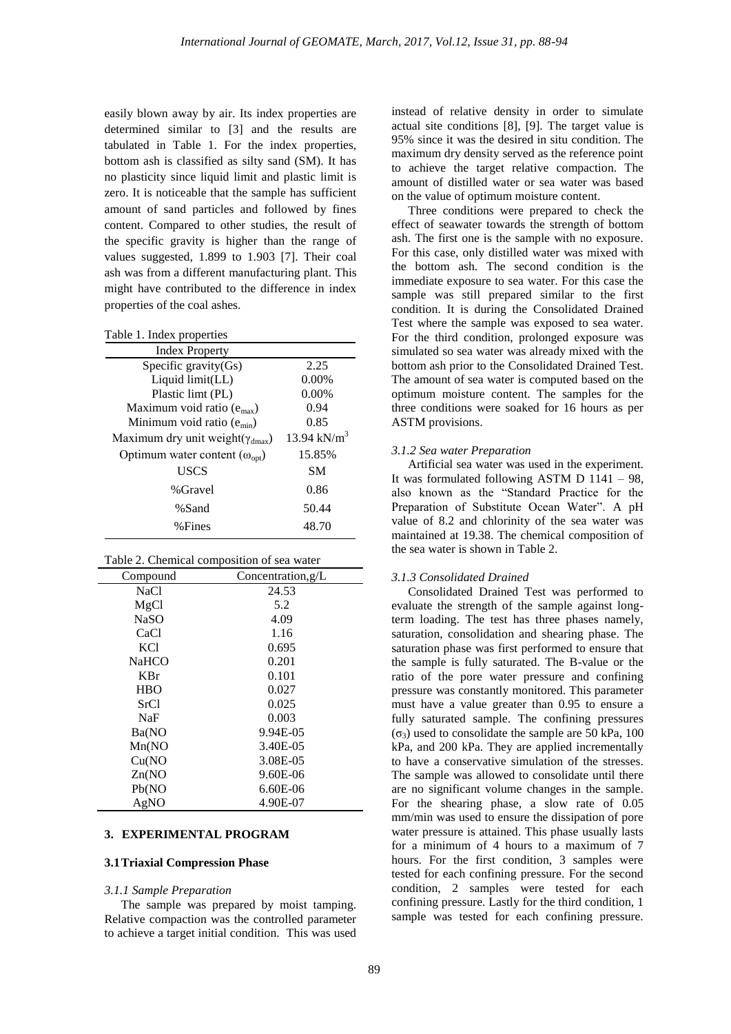easily blown away by air. Its index properties are determined similar to [3] and the results are tabulated in Table 1. For the index properties, bottom ash is classified as silty sand (SM). It has no plasticity since liquid limit and plastic limit is zero. It is noticeable that the sample has sufficient amount of sand particles and followed by fines content. Compared to other studies, the result of the specific gravity is higher than the range of values suggested, 1.899 to 1.903 [7]. Their coal ash was from a different manufacturing plant. This might have contributed to the difference in index properties of the coal ashes.

Table 1. Index properties

| Index Property | |
|---|---|
| Specific gravity(Gs) | 2.25 |
| Liquid limit(LL) | 0.00% |
| Plastic limt (PL) | 0.00% |
| Maximum void ratio ($e_{max}$) | 0.94 |
| Minimum void ratio ($e_{min}$) | 0.85 |
| Maximum dry unit weight($\gamma_{dmax}$) | 13.94 $kN/m^3$ |
| Optimum water content ($\omega_{opt}$) | 15.85% |
| USCS | SM |
| %Gravel | 0.86 |
| %Sand | 50.44 |
| %Fines | 48.70 |

Table 2. Chemical composition of sea water

| Compound | Concentration,g/L |
|---|---|
| NaCl | 24.53 |
| MgCl | 5.2 |
| NaSO | 4.09 |
| CaCl | 1.16 |
| KCl | 0.695 |
| NaHCO | 0.201 |
| KBr | 0.101 |
| HBO | 0.027 |
| SrCl | 0.025 |
| NaF | 0.003 |
| Ba(NO | 9.94E-05 |
| Mn(NO | 3.40E-05 |
| Cu(NO | 3.08E-05 |
| Zn(NO | 9.60E-06 |
| Pb(NO | 6.60E-06 |
| AgNO | 4.90E-07 |

## 3. EXPERIMENTAL PROGRAM

### 3.1 Triaxial Compression Phase

#### *3.1.1 Sample Preparation*

The sample was prepared by moist tamping. Relative compaction was the controlled parameter to achieve a target initial condition. This was used instead of relative density in order to simulate actual site conditions [8], [9]. The target value is 95% since it was the desired in situ condition. The maximum dry density served as the reference point to achieve the target relative compaction. The amount of distilled water or sea water was based on the value of optimum moisture content.

Three conditions were prepared to check the effect of seawater towards the strength of bottom ash. The first one is the sample with no exposure. For this case, only distilled water was mixed with the bottom ash. The second condition is the immediate exposure to sea water. For this case the sample was still prepared similar to the first condition. It is during the Consolidated Drained Test where the sample was exposed to sea water. For the third condition, prolonged exposure was simulated so sea water was already mixed with the bottom ash prior to the Consolidated Drained Test. The amount of sea water is computed based on the optimum moisture content. The samples for the three conditions were soaked for 16 hours as per ASTM provisions.

#### *3.1.2 Sea water Preparation*

Artificial sea water was used in the experiment. It was formulated following ASTM D 1141 – 98, also known as the "Standard Practice for the Preparation of Substitute Ocean Water". A pH value of 8.2 and chlorinity of the sea water was maintained at 19.38. The chemical composition of the sea water is shown in Table 2.

#### *3.1.3 Consolidated Drained*

Consolidated Drained Test was performed to evaluate the strength of the sample against long-term loading. The test has three phases namely, saturation, consolidation and shearing phase. The saturation phase was first performed to ensure that the sample is fully saturated. The B-value or the ratio of the pore water pressure and confining pressure was constantly monitored. This parameter must have a value greater than 0.95 to ensure a fully saturated sample. The confining pressures ($\sigma_3$) used to consolidate the sample are 50 kPa, 100 kPa, and 200 kPa. They are applied incrementally to have a conservative simulation of the stresses. The sample was allowed to consolidate until there are no significant volume changes in the sample. For the shearing phase, a slow rate of 0.05 mm/min was used to ensure the dissipation of pore water pressure is attained. This phase usually lasts for a minimum of 4 hours to a maximum of 7 hours. For the first condition, 3 samples were tested for each confining pressure. For the second condition, 2 samples were tested for each confining pressure. Lastly for the third condition, 1 sample was tested for each confining pressure.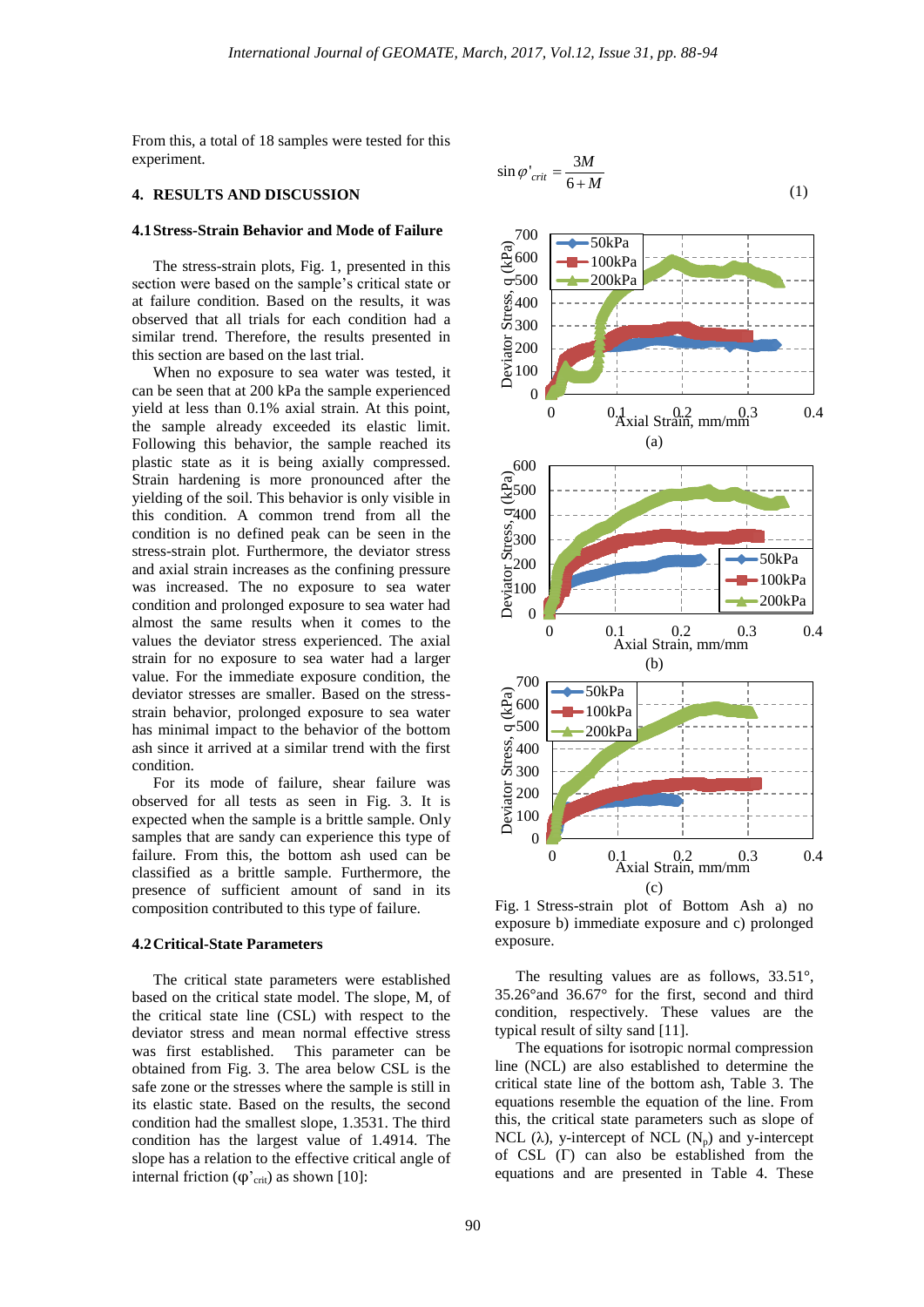From this, a total of 18 samples were tested for this experiment.

## 4. RESULTS AND DISCUSSION

### 4.1 Stress-Strain Behavior and Mode of Failure

The stress-strain plots, Fig. 1, presented in this section were based on the sample's critical state or at failure condition. Based on the results, it was observed that all trials for each condition had a similar trend. Therefore, the results presented in this section are based on the last trial.

When no exposure to sea water was tested, it can be seen that at 200 kPa the sample experienced yield at less than 0.1% axial strain. At this point, the sample already exceeded its elastic limit. Following this behavior, the sample reached its plastic state as it is being axially compressed. Strain hardening is more pronounced after the yielding of the soil. This behavior is only visible in this condition. A common trend from all the condition is no defined peak can be seen in the stress-strain plot. Furthermore, the deviator stress and axial strain increases as the confining pressure was increased. The no exposure to sea water condition and prolonged exposure to sea water had almost the same results when it comes to the values the deviator stress experienced. The axial strain for no exposure to sea water had a larger value. For the immediate exposure condition, the deviator stresses are smaller. Based on the stress-strain behavior, prolonged exposure to sea water has minimal impact to the behavior of the bottom ash since it arrived at a similar trend with the first condition.

For its mode of failure, shear failure was observed for all tests as seen in Fig. 3. It is expected when the sample is a brittle sample. Only samples that are sandy can experience this type of failure. From this, the bottom ash used can be classified as a brittle sample. Furthermore, the presence of sufficient amount of sand in its composition contributed to this type of failure.

### 4.2 Critical-State Parameters

The critical state parameters were established based on the critical state model. The slope, M, of the critical state line (CSL) with respect to the deviator stress and mean normal effective stress was first established. This parameter can be obtained from Fig. 3. The area below CSL is the safe zone or the stresses where the sample is still in its elastic state. Based on the results, the second condition had the smallest slope, 1.3531. The third condition has the largest value of 1.4914. The slope has a relation to the effective critical angle of internal friction ($\varphi'_{crit}$) as shown [10]:

$$\sin\varphi'_{crit} = \frac{3M}{6+M} \tag{1}$$

Fig. 1 Stress-strain plot of Bottom Ash a) no exposure b) immediate exposure and c) prolonged exposure.

The resulting values are as follows, 33.51°, 35.26°and 36.67° for the first, second and third condition, respectively. These values are the typical result of silty sand [11].

The equations for isotropic normal compression line (NCL) are also established to determine the critical state line of the bottom ash, Table 3. The equations resemble the equation of the line. From this, the critical state parameters such as slope of NCL ($\lambda$), y-intercept of NCL ($N_p$) and y-intercept of CSL ($\Gamma$) can also be established from the equations and are presented in Table 4. These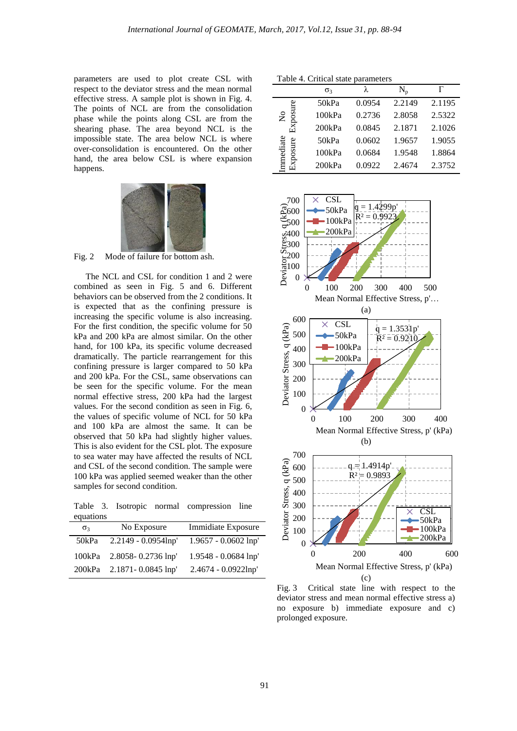parameters are used to plot create CSL with respect to the deviator stress and the mean normal effective stress. A sample plot is shown in Fig. 4. The points of NCL are from the consolidation phase while the points along CSL are from the shearing phase. The area beyond NCL is the impossible state. The area below NCL is where over-consolidation is encountered. On the other hand, the area below CSL is where expansion happens.

Fig. 2 Mode of failure for bottom ash.

The NCL and CSL for condition 1 and 2 were combined as seen in Fig. 5 and 6. Different behaviors can be observed from the 2 conditions. It is expected that as the confining pressure is increasing the specific volume is also increasing. For the first condition, the specific volume for 50 kPa and 200 kPa are almost similar. On the other hand, for 100 kPa, its specific volume decreased dramatically. The particle rearrangement for this confining pressure is larger compared to 50 kPa and 200 kPa. For the CSL, same observations can be seen for the specific volume. For the mean normal effective stress, 200 kPa had the largest values. For the second condition as seen in Fig. 6, the values of specific volume of NCL for 50 kPa and 100 kPa are almost the same. It can be observed that 50 kPa had slightly higher values. This is also evident for the CSL plot. The exposure to sea water may have affected the results of NCL and CSL of the second condition. The sample were 100 kPa was applied seemed weaker than the other samples for second condition.

Table 3. Isotropic normal compression line equations

| $\sigma_3$ | No Exposure | Immidiate Exposure |
|---|---|---|
| 50kPa | 2.2149 - 0.0954lnp' | 1.9657 - 0.0602 lnp' |
| 100kPa | 2.8058- 0.2736 lnp' | 1.9548 - 0.0684 lnp' |
| 200kPa | 2.1871- 0.0845 lnp' | 2.4674 - 0.0922lnp' |

Table 4. Critical state parameters

| | $\sigma_3$ | $\lambda$ | $N_p$ | $\Gamma$ |
|---|---|---|---|---|
| No Exposure | 50kPa | 0.0954 | 2.2149 | 2.1195 |
| | 100kPa | 0.2736 | 2.8058 | 2.5322 |
| | 200kPa | 0.0845 | 2.1871 | 2.1026 |
| Immediate Exposure | 50kPa | 0.0602 | 1.9657 | 1.9055 |
| | 100kPa | 0.0684 | 1.9548 | 1.8864 |
| | 200kPa | 0.0922 | 2.4674 | 2.3752 |

Fig. 3 Critical state line with respect to the deviator stress and mean normal effective stress a) no exposure b) immediate exposure and c) prolonged exposure.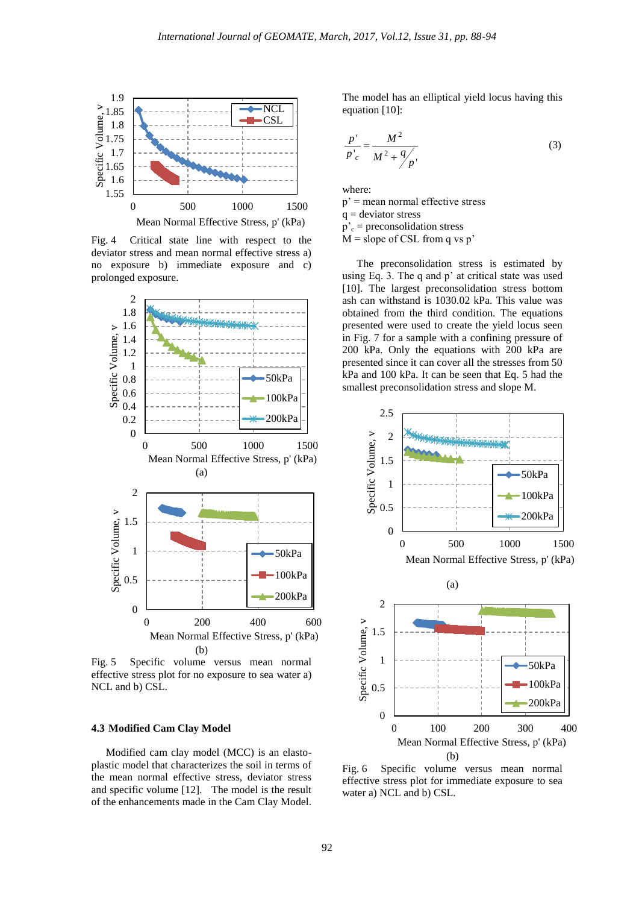Fig. 4 Critical state line with respect to the deviator stress and mean normal effective stress a) no exposure b) immediate exposure and c) prolonged exposure.

(a)

(b)

Fig. 5 Specific volume versus mean normal effective stress plot for no exposure to sea water a) NCL and b) CSL.

### 4.3 Modified Cam Clay Model

Modified cam clay model (MCC) is an elasto-plastic model that characterizes the soil in terms of the mean normal effective stress, deviator stress and specific volume [12]. The model is the result of the enhancements made in the Cam Clay Model.

The model has an elliptical yield locus having this equation [10]:

$$\frac{p'}{p'_c} = \frac{M^2}{M^2 + \frac{q}{p'}} \tag{3}$$

where:
p' = mean normal effective stress
q = deviator stress
p'$_c$ = preconsolidation stress
M = slope of CSL from q vs p'

The preconsolidation stress is estimated by using Eq. 3. The q and p' at critical state was used [10]. The largest preconsolidation stress bottom ash can withstand is 1030.02 kPa. This value was obtained from the third condition. The equations presented were used to create the yield locus seen in Fig. 7 for a sample with a confining pressure of 200 kPa. Only the equations with 200 kPa are presented since it can cover all the stresses from 50 kPa and 100 kPa. It can be seen that Eq. 5 had the smallest preconsolidation stress and slope M.

(a)

(b)

Fig. 6 Specific volume versus mean normal effective stress plot for immediate exposure to sea water a) NCL and b) CSL.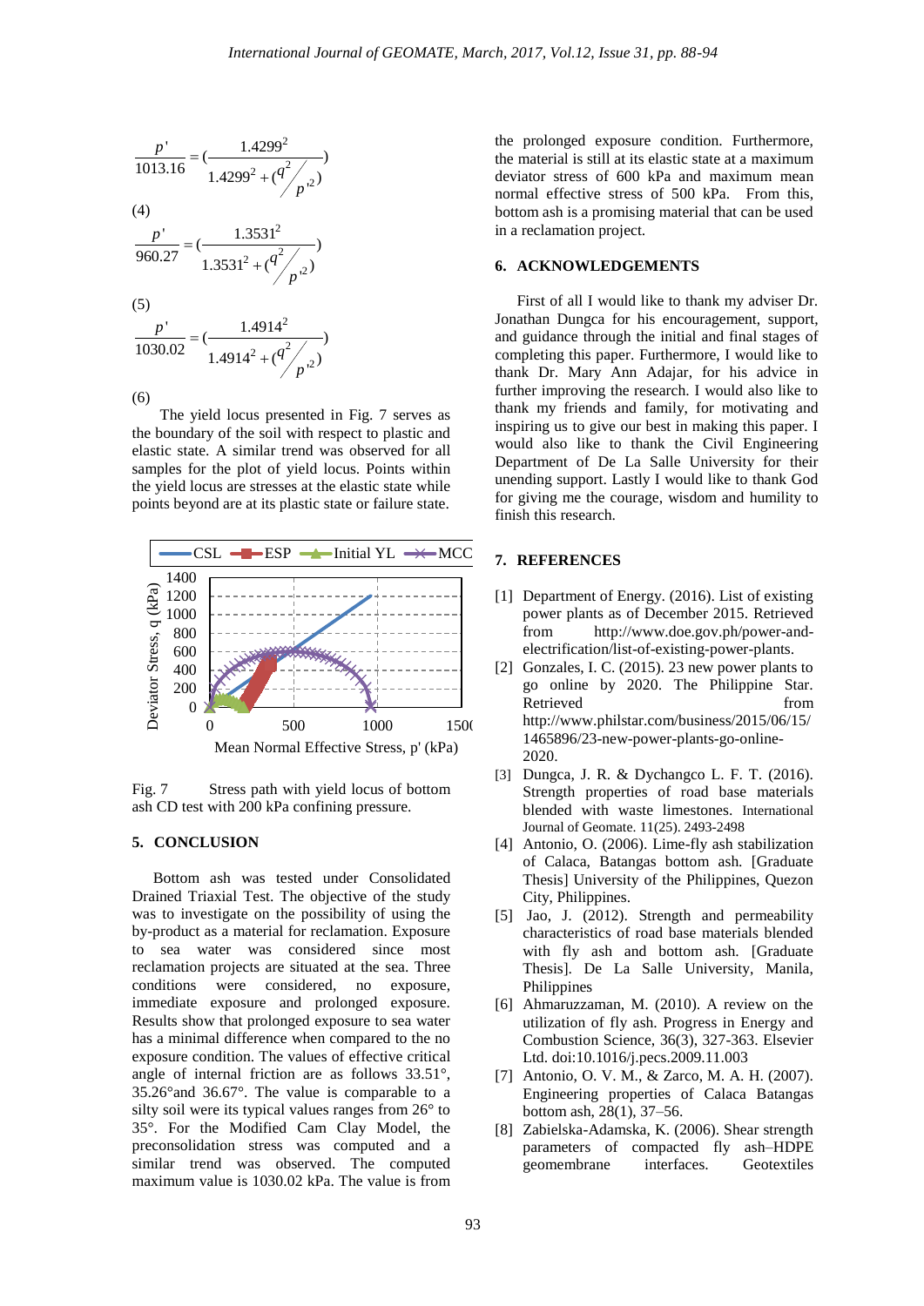$$\frac{p'}{1013.16} = \left(\frac{1.4299^2}{1.4299^2 + (q^2/p'^2)}\right)$$

(4)

$$\frac{p'}{960.27} = \left(\frac{1.3531^2}{1.3531^2 + (q^2/p'^2)}\right)$$

(5)

$$\frac{p'}{1030.02} = \left(\frac{1.4914^2}{1.4914^2 + (q^2/p'^2)}\right)$$

(6)

The yield locus presented in Fig. 7 serves as the boundary of the soil with respect to plastic and elastic state. A similar trend was observed for all samples for the plot of yield locus. Points within the yield locus are stresses at the elastic state while points beyond are at its plastic state or failure state.

Fig. 7 Stress path with yield locus of bottom ash CD test with 200 kPa confining pressure.

## 5. CONCLUSION

Bottom ash was tested under Consolidated Drained Triaxial Test. The objective of the study was to investigate on the possibility of using the by-product as a material for reclamation. Exposure to sea water was considered since most reclamation projects are situated at the sea. Three conditions were considered, no exposure, immediate exposure and prolonged exposure. Results show that prolonged exposure to sea water has a minimal difference when compared to the no exposure condition. The values of effective critical angle of internal friction are as follows 33.51°, 35.26°and 36.67°. The value is comparable to a silty soil were its typical values ranges from 26° to 35°. For the Modified Cam Clay Model, the preconsolidation stress was computed and a similar trend was observed. The computed maximum value is 1030.02 kPa. The value is from the prolonged exposure condition. Furthermore, the material is still at its elastic state at a maximum deviator stress of 600 kPa and maximum mean normal effective stress of 500 kPa. From this, bottom ash is a promising material that can be used in a reclamation project.

## 6. ACKNOWLEDGEMENTS

First of all I would like to thank my adviser Dr. Jonathan Dungca for his encouragement, support, and guidance through the initial and final stages of completing this paper. Furthermore, I would like to thank Dr. Mary Ann Adajar, for his advice in further improving the research. I would also like to thank my friends and family, for motivating and inspiring us to give our best in making this paper. I would also like to thank the Civil Engineering Department of De La Salle University for their unending support. Lastly I would like to thank God for giving me the courage, wisdom and humility to finish this research.

## 7. REFERENCES

[1] Department of Energy. (2016). List of existing power plants as of December 2015. Retrieved from http://www.doe.gov.ph/power-and-electrification/list-of-existing-power-plants.

[2] Gonzales, I. C. (2015). 23 new power plants to go online by 2020. The Philippine Star. Retrieved from http://www.philstar.com/business/2015/06/15/1465896/23-new-power-plants-go-online-2020.

[3] Dungca, J. R. & Dychangco L. F. T. (2016). Strength properties of road base materials blended with waste limestones. International Journal of Geomate. 11(25). 2493-2498

[4] Antonio, O. (2006). Lime-fly ash stabilization of Calaca, Batangas bottom ash. [Graduate Thesis] University of the Philippines, Quezon City, Philippines.

[5] Jao, J. (2012). Strength and permeability characteristics of road base materials blended with fly ash and bottom ash. [Graduate Thesis]. De La Salle University, Manila, Philippines

[6] Ahmaruzzaman, M. (2010). A review on the utilization of fly ash. Progress in Energy and Combustion Science, 36(3), 327-363. Elsevier Ltd. doi:10.1016/j.pecs.2009.11.003

[7] Antonio, O. V. M., & Zarco, M. A. H. (2007). Engineering properties of Calaca Batangas bottom ash, 28(1), 37–56.

[8] Zabielska-Adamska, K. (2006). Shear strength parameters of compacted fly ash–HDPE geomembrane interfaces. Geotextiles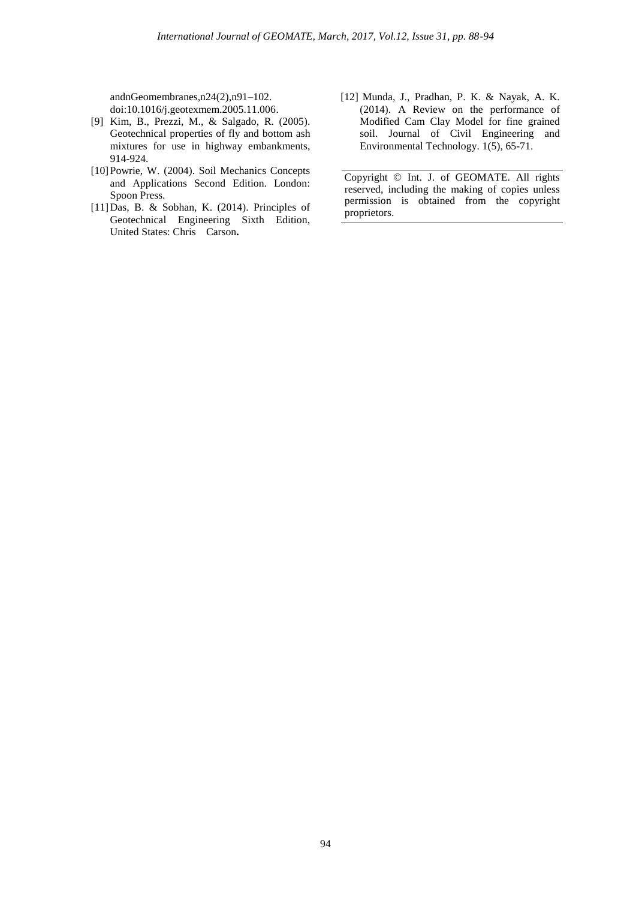andnGeomembranes,n24(2),n91–102. doi:10.1016/j.geotexmem.2005.11.006.

[9] Kim, B., Prezzi, M., & Salgado, R. (2005). Geotechnical properties of fly and bottom ash mixtures for use in highway embankments, 914-924.

[10] Powrie, W. (2004). Soil Mechanics Concepts and Applications Second Edition. London: Spoon Press.

[11] Das, B. & Sobhan, K. (2014). Principles of Geotechnical Engineering Sixth Edition, United States: Chris Carson**.**

[12] Munda, J., Pradhan, P. K. & Nayak, A. K. (2014). A Review on the performance of Modified Cam Clay Model for fine grained soil. Journal of Civil Engineering and Environmental Technology. 1(5), 65-71.

---

Copyright © Int. J. of GEOMATE. All rights reserved, including the making of copies unless permission is obtained from the copyright proprietors.

---